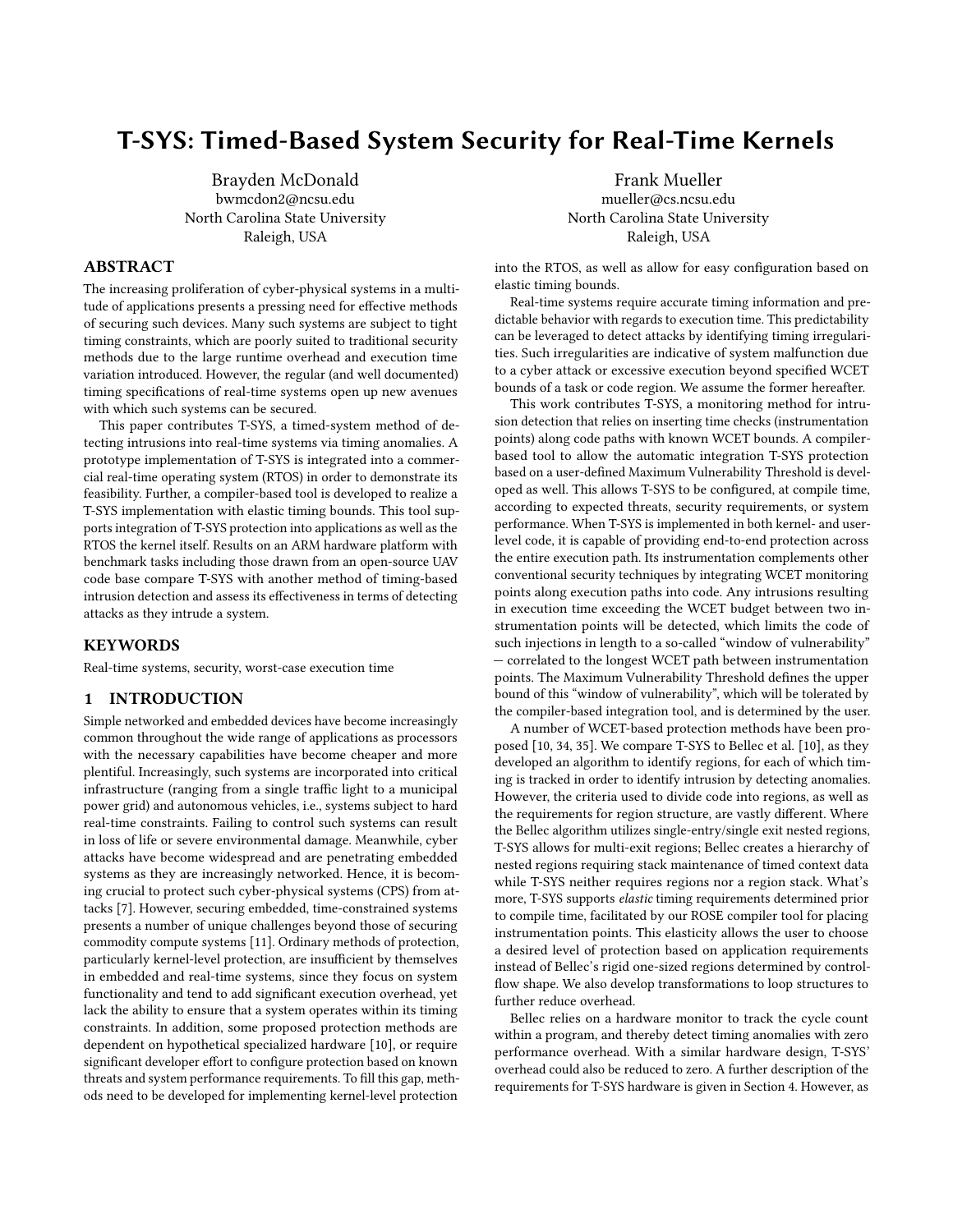# T-SYS: Timed-Based System Security for Real-Time Kernels

Brayden McDonald
bwmcdon2@ncsu.edu
North Carolina State University
Raleigh, USA

Frank Mueller
mueller@cs.ncsu.edu
North Carolina State University
Raleigh, USA

## ABSTRACT

The increasing proliferation of cyber-physical systems in a multitude of applications presents a pressing need for effective methods of securing such devices. Many such systems are subject to tight timing constraints, which are poorly suited to traditional security methods due to the large runtime overhead and execution time variation introduced. However, the regular (and well documented) timing specifications of real-time systems open up new avenues with which such systems can be secured.

This paper contributes T-SYS, a timed-system method of detecting intrusions into real-time systems via timing anomalies. A prototype implementation of T-SYS is integrated into a commercial real-time operating system (RTOS) in order to demonstrate its feasibility. Further, a compiler-based tool is developed to realize a T-SYS implementation with elastic timing bounds. This tool supports integration of T-SYS protection into applications as well as the RTOS the kernel itself. Results on an ARM hardware platform with benchmark tasks including those drawn from an open-source UAV code base compare T-SYS with another method of timing-based intrusion detection and assess its effectiveness in terms of detecting attacks as they intrude a system.

## KEYWORDS

Real-time systems, security, worst-case execution time

## 1 INTRODUCTION

Simple networked and embedded devices have become increasingly common throughout the wide range of applications as processors with the necessary capabilities have become cheaper and more plentiful. Increasingly, such systems are incorporated into critical infrastructure (ranging from a single traffic light to a municipal power grid) and autonomous vehicles, i.e., systems subject to hard real-time constraints. Failing to control such systems can result in loss of life or severe environmental damage. Meanwhile, cyber attacks have become widespread and are penetrating embedded systems as they are increasingly networked. Hence, it is becoming crucial to protect such cyber-physical systems (CPS) from attacks [7]. However, securing embedded, time-constrained systems presents a number of unique challenges beyond those of securing commodity compute systems [11]. Ordinary methods of protection, particularly kernel-level protection, are insufficient by themselves in embedded and real-time systems, since they focus on system functionality and tend to add significant execution overhead, yet lack the ability to ensure that a system operates within its timing constraints. In addition, some proposed protection methods are dependent on hypothetical specialized hardware [10], or require significant developer effort to configure protection based on known threats and system performance requirements. To fill this gap, methods need to be developed for implementing kernel-level protection into the RTOS, as well as allow for easy configuration based on elastic timing bounds.

Real-time systems require accurate timing information and predictable behavior with regards to execution time. This predictability can be leveraged to detect attacks by identifying timing irregularities. Such irregularities are indicative of system malfunction due to a cyber attack or excessive execution beyond specified WCET bounds of a task or code region. We assume the former hereafter.

This work contributes T-SYS, a monitoring method for intrusion detection that relies on inserting time checks (instrumentation points) along code paths with known WCET bounds. A compiler-based tool to allow the automatic integration T-SYS protection based on a user-defined Maximum Vulnerability Threshold is developed as well. This allows T-SYS to be configured, at compile time, according to expected threats, security requirements, or system performance. When T-SYS is implemented in both kernel- and user-level code, it is capable of providing end-to-end protection across the entire execution path. Its instrumentation complements other conventional security techniques by integrating WCET monitoring points along execution paths into code. Any intrusions resulting in execution time exceeding the WCET budget between two instrumentation points will be detected, which limits the code of such injections in length to a so-called "window of vulnerability" — correlated to the longest WCET path between instrumentation points. The Maximum Vulnerability Threshold defines the upper bound of this "window of vulnerability", which will be tolerated by the compiler-based integration tool, and is determined by the user.

A number of WCET-based protection methods have been proposed [10, 34, 35]. We compare T-SYS to Bellec et al. [10], as they developed an algorithm to identify regions, for each of which timing is tracked in order to identify intrusion by detecting anomalies. However, the criteria used to divide code into regions, as well as the requirements for region structure, are vastly different. Where the Bellec algorithm utilizes single-entry/single exit nested regions, T-SYS allows for multi-exit regions; Bellec creates a hierarchy of nested regions requiring stack maintenance of timed context data while T-SYS neither requires regions nor a region stack. What's more, T-SYS supports *elastic* timing requirements determined prior to compile time, facilitated by our ROSE compiler tool for placing instrumentation points. This elasticity allows the user to choose a desired level of protection based on application requirements instead of Bellec's rigid one-sized regions determined by control-flow shape. We also develop transformations to loop structures to further reduce overhead.

Bellec relies on a hardware monitor to track the cycle count within a program, and thereby detect timing anomalies with zero performance overhead. With a similar hardware design, T-SYS' overhead could also be reduced to zero. A further description of the requirements for T-SYS hardware is given in Section 4. However, as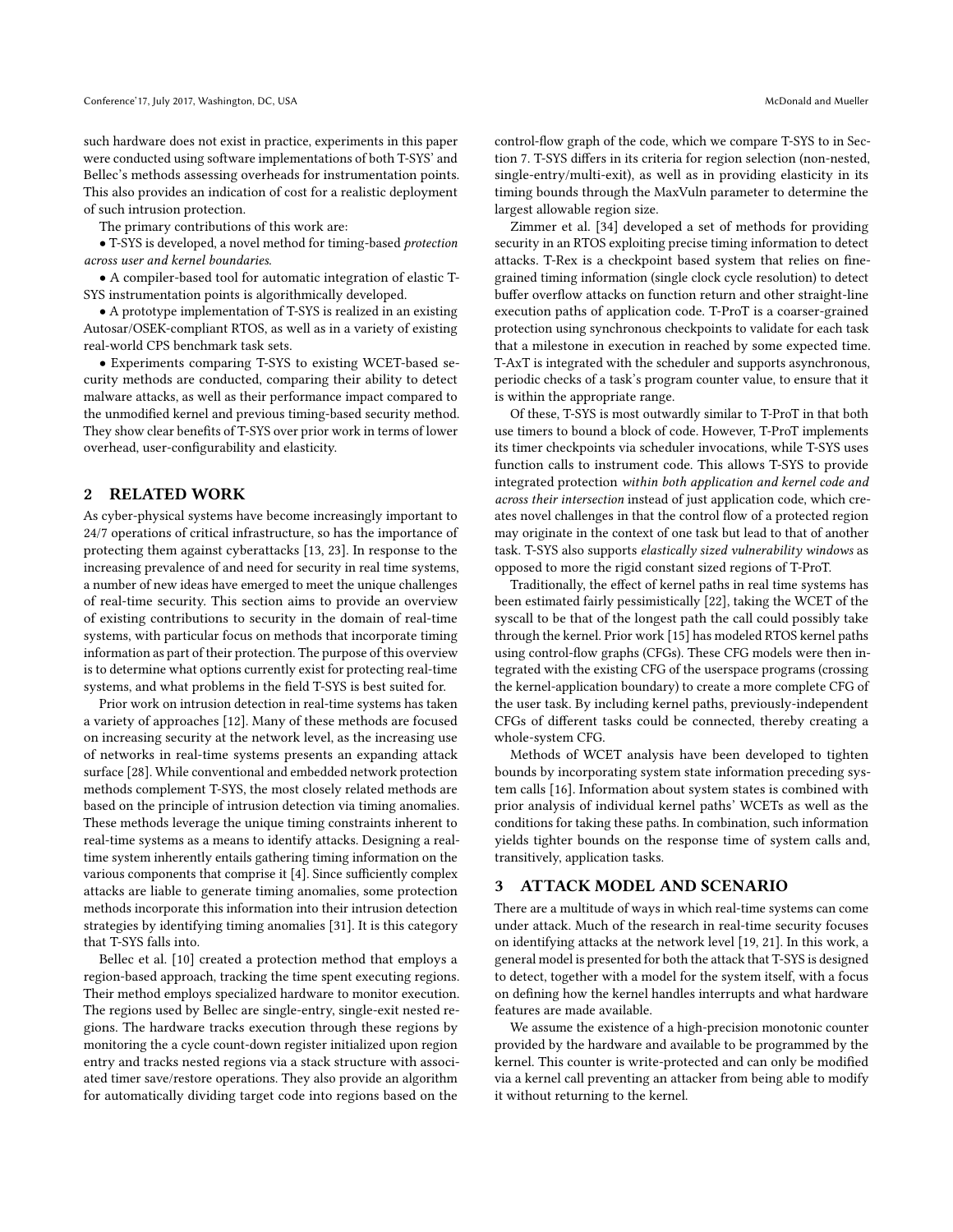such hardware does not exist in practice, experiments in this paper were conducted using software implementations of both T-SYS' and Bellec's methods assessing overheads for instrumentation points. This also provides an indication of cost for a realistic deployment of such intrusion protection.

The primary contributions of this work are:

- T-SYS is developed, a novel method for timing-based *protection across user and kernel boundaries*.
- A compiler-based tool for automatic integration of elastic T-SYS instrumentation points is algorithmically developed.
- A prototype implementation of T-SYS is realized in an existing Autosar/OSEK-compliant RTOS, as well as in a variety of existing real-world CPS benchmark task sets.
- Experiments comparing T-SYS to existing WCET-based security methods are conducted, comparing their ability to detect malware attacks, as well as their performance impact compared to the unmodified kernel and previous timing-based security method. They show clear benefits of T-SYS over prior work in terms of lower overhead, user-configurability and elasticity.

## 2 RELATED WORK

As cyber-physical systems have become increasingly important to 24/7 operations of critical infrastructure, so has the importance of protecting them against cyberattacks [13, 23]. In response to the increasing prevalence of and need for security in real time systems, a number of new ideas have emerged to meet the unique challenges of real-time security. This section aims to provide an overview of existing contributions to security in the domain of real-time systems, with particular focus on methods that incorporate timing information as part of their protection. The purpose of this overview is to determine what options currently exist for protecting real-time systems, and what problems in the field T-SYS is best suited for.

Prior work on intrusion detection in real-time systems has taken a variety of approaches [12]. Many of these methods are focused on increasing security at the network level, as the increasing use of networks in real-time systems presents an expanding attack surface [28]. While conventional and embedded network protection methods complement T-SYS, the most closely related methods are based on the principle of intrusion detection via timing anomalies. These methods leverage the unique timing constraints inherent to real-time systems as a means to identify attacks. Designing a real-time system inherently entails gathering timing information on the various components that comprise it [4]. Since sufficiently complex attacks are liable to generate timing anomalies, some protection methods incorporate this information into their intrusion detection strategies by identifying timing anomalies [31]. It is this category that T-SYS falls into.

Bellec et al. [10] created a protection method that employs a region-based approach, tracking the time spent executing regions. Their method employs specialized hardware to monitor execution. The regions used by Bellec are single-entry, single-exit nested regions. The hardware tracks execution through these regions by monitoring the a cycle count-down register initialized upon region entry and tracks nested regions via a stack structure with associated timer save/restore operations. They also provide an algorithm for automatically dividing target code into regions based on the control-flow graph of the code, which we compare T-SYS to in Section 7. T-SYS differs in its criteria for region selection (non-nested, single-entry/multi-exit), as well as in providing elasticity in its timing bounds through the MaxVuln parameter to determine the largest allowable region size.

Zimmer et al. [34] developed a set of methods for providing security in an RTOS exploiting precise timing information to detect attacks. T-Rex is a checkpoint based system that relies on fine-grained timing information (single clock cycle resolution) to detect buffer overflow attacks on function return and other straight-line execution paths of application code. T-ProT is a coarser-grained protection using synchronous checkpoints to validate for each task that a milestone in execution in reached by some expected time. T-AxT is integrated with the scheduler and supports asynchronous, periodic checks of a task's program counter value, to ensure that it is within the appropriate range.

Of these, T-SYS is most outwardly similar to T-ProT in that both use timers to bound a block of code. However, T-ProT implements its timer checkpoints via scheduler invocations, while T-SYS uses function calls to instrument code. This allows T-SYS to provide integrated protection *within both application and kernel code and across their intersection* instead of just application code, which creates novel challenges in that the control flow of a protected region may originate in the context of one task but lead to that of another task. T-SYS also supports *elastically sized vulnerability windows* as opposed to more the rigid constant sized regions of T-ProT.

Traditionally, the effect of kernel paths in real time systems has been estimated fairly pessimistically [22], taking the WCET of the syscall to be that of the longest path the call could possibly take through the kernel. Prior work [15] has modeled RTOS kernel paths using control-flow graphs (CFGs). These CFG models were then integrated with the existing CFG of the userspace programs (crossing the kernel-application boundary) to create a more complete CFG of the user task. By including kernel paths, previously-independent CFGs of different tasks could be connected, thereby creating a whole-system CFG.

Methods of WCET analysis have been developed to tighten bounds by incorporating system state information preceding system calls [16]. Information about system states is combined with prior analysis of individual kernel paths' WCETs as well as the conditions for taking these paths. In combination, such information yields tighter bounds on the response time of system calls and, transitively, application tasks.

## 3 ATTACK MODEL AND SCENARIO

There are a multitude of ways in which real-time systems can come under attack. Much of the research in real-time security focuses on identifying attacks at the network level [19, 21]. In this work, a general model is presented for both the attack that T-SYS is designed to detect, together with a model for the system itself, with a focus on defining how the kernel handles interrupts and what hardware features are made available.

We assume the existence of a high-precision monotonic counter provided by the hardware and available to be programmed by the kernel. This counter is write-protected and can only be modified via a kernel call preventing an attacker from being able to modify it without returning to the kernel.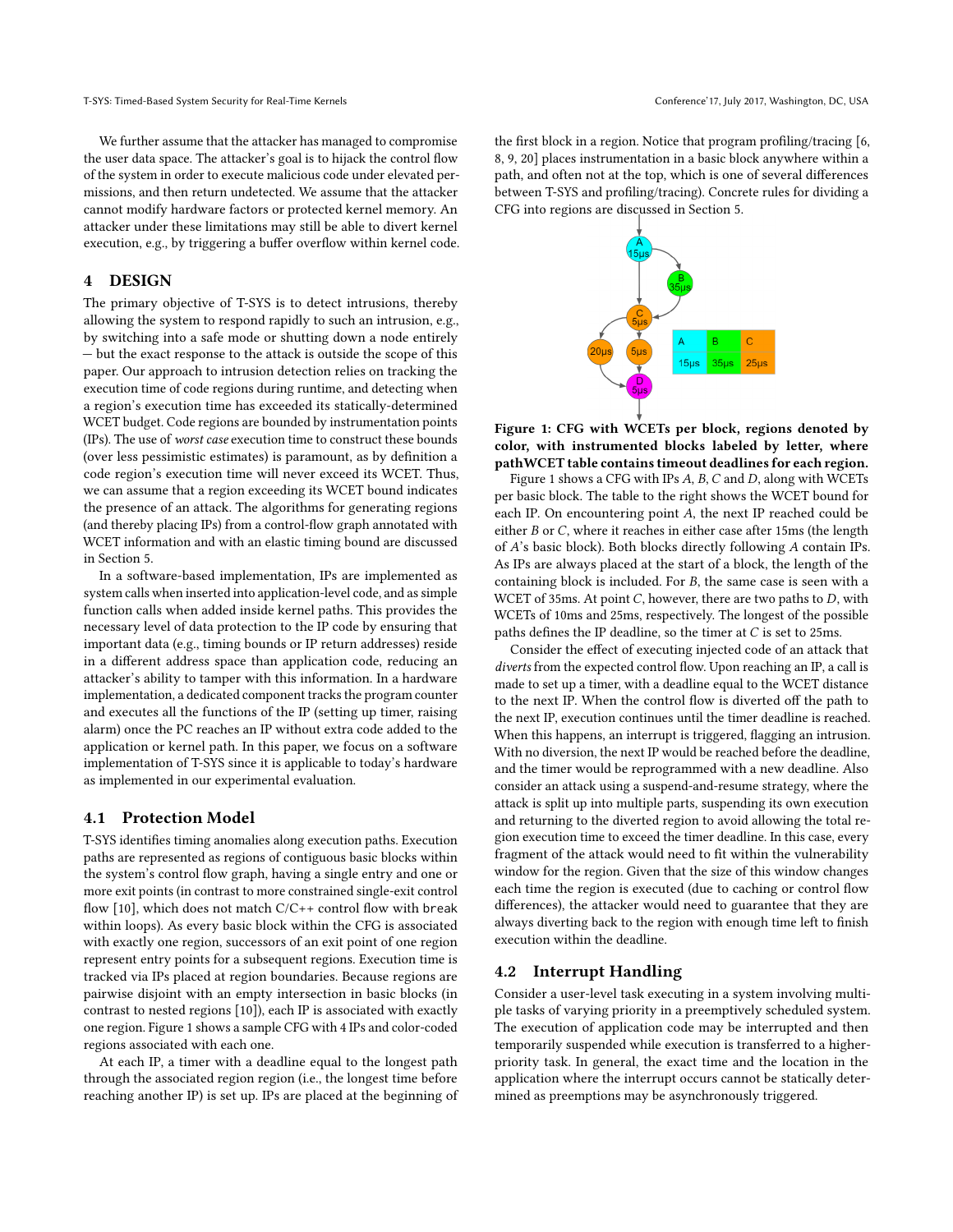We further assume that the attacker has managed to compromise the user data space. The attacker's goal is to hijack the control flow of the system in order to execute malicious code under elevated permissions, and then return undetected. We assume that the attacker cannot modify hardware factors or protected kernel memory. An attacker under these limitations may still be able to divert kernel execution, e.g., by triggering a buffer overflow within kernel code.

# 4 DESIGN

The primary objective of T-SYS is to detect intrusions, thereby allowing the system to respond rapidly to such an intrusion, e.g., by switching into a safe mode or shutting down a node entirely — but the exact response to the attack is outside the scope of this paper. Our approach to intrusion detection relies on tracking the execution time of code regions during runtime, and detecting when a region's execution time has exceeded its statically-determined WCET budget. Code regions are bounded by instrumentation points (IPs). The use of *worst case* execution time to construct these bounds (over less pessimistic estimates) is paramount, as by definition a code region's execution time will never exceed its WCET. Thus, we can assume that a region exceeding its WCET bound indicates the presence of an attack. The algorithms for generating regions (and thereby placing IPs) from a control-flow graph annotated with WCET information and with an elastic timing bound are discussed in Section 5.

In a software-based implementation, IPs are implemented as system calls when inserted into application-level code, and as simple function calls when added inside kernel paths. This provides the necessary level of data protection to the IP code by ensuring that important data (e.g., timing bounds or IP return addresses) reside in a different address space than application code, reducing an attacker's ability to tamper with this information. In a hardware implementation, a dedicated component tracks the program counter and executes all the functions of the IP (setting up timer, raising alarm) once the PC reaches an IP without extra code added to the application or kernel path. In this paper, we focus on a software implementation of T-SYS since it is applicable to today's hardware as implemented in our experimental evaluation.

## 4.1 Protection Model

T-SYS identifies timing anomalies along execution paths. Execution paths are represented as regions of contiguous basic blocks within the system's control flow graph, having a single entry and one or more exit points (in contrast to more constrained single-exit control flow [10], which does not match C/C++ control flow with `break` within loops). As every basic block within the CFG is associated with exactly one region, successors of an exit point of one region represent entry points for a subsequent regions. Execution time is tracked via IPs placed at region boundaries. Because regions are pairwise disjoint with an empty intersection in basic blocks (in contrast to nested regions [10]), each IP is associated with exactly one region. Figure 1 shows a sample CFG with 4 IPs and color-coded regions associated with each one.

At each IP, a timer with a deadline equal to the longest path through the associated region region (i.e., the longest time before reaching another IP) is set up. IPs are placed at the beginning of the first block in a region. Notice that program profiling/tracing [6, 8, 9, 20] places instrumentation in a basic block anywhere within a path, and often not at the top, which is one of several differences between T-SYS and profiling/tracing). Concrete rules for dividing a CFG into regions are discussed in Section 5.

| A | B | C |
| --- | --- | --- |
| 15µs | 35µs | 25µs |

**Figure 1: CFG with WCETs per block, regions denoted by color, with instrumented blocks labeled by letter, where pathWCET table contains timeout deadlines for each region.**

Figure 1 shows a CFG with IPs *A*, *B*, *C* and *D*, along with WCETs per basic block. The table to the right shows the WCET bound for each IP. On encountering point *A*, the next IP reached could be either *B* or *C*, where it reaches in either case after 15ms (the length of *A*'s basic block). Both blocks directly following *A* contain IPs. As IPs are always placed at the start of a block, the length of the containing block is included. For *B*, the same case is seen with a WCET of 35ms. At point *C*, however, there are two paths to *D*, with WCETs of 10ms and 25ms, respectively. The longest of the possible paths defines the IP deadline, so the timer at *C* is set to 25ms.

Consider the effect of executing injected code of an attack that *diverts* from the expected control flow. Upon reaching an IP, a call is made to set up a timer, with a deadline equal to the WCET distance to the next IP. When the control flow is diverted off the path to the next IP, execution continues until the timer deadline is reached. When this happens, an interrupt is triggered, flagging an intrusion. With no diversion, the next IP would be reached before the deadline, and the timer would be reprogrammed with a new deadline. Also consider an attack using a suspend-and-resume strategy, where the attack is split up into multiple parts, suspending its own execution and returning to the diverted region to avoid allowing the total region execution time to exceed the timer deadline. In this case, every fragment of the attack would need to fit within the vulnerability window for the region. Given that the size of this window changes each time the region is executed (due to caching or control flow differences), the attacker would need to guarantee that they are always diverting back to the region with enough time left to finish execution within the deadline.

## 4.2 Interrupt Handling

Consider a user-level task executing in a system involving multiple tasks of varying priority in a preemptively scheduled system. The execution of application code may be interrupted and then temporarily suspended while execution is transferred to a higher-priority task. In general, the exact time and the location in the application where the interrupt occurs cannot be statically determined as preemptions may be asynchronously triggered.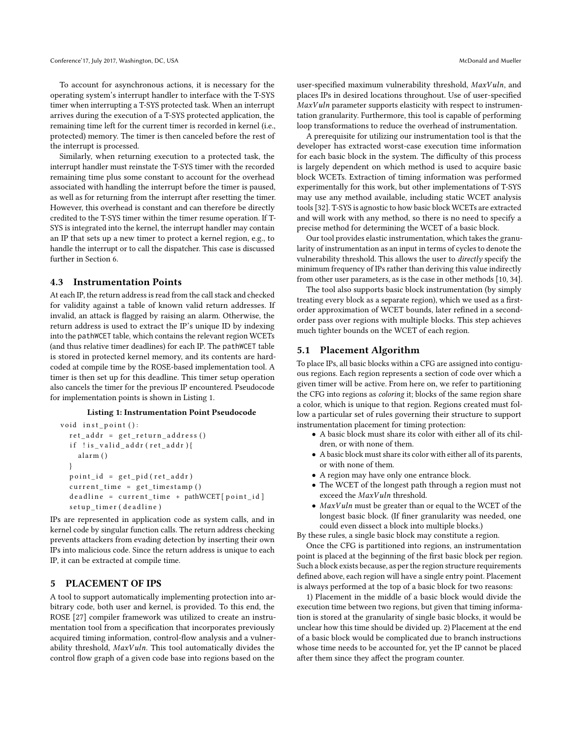To account for asynchronous actions, it is necessary for the operating system's interrupt handler to interface with the T-SYS timer when interrupting a T-SYS protected task. When an interrupt arrives during the execution of a T-SYS protected application, the remaining time left for the current timer is recorded in kernel (i.e., protected) memory. The timer is then canceled before the rest of the interrupt is processed.

Similarly, when returning execution to a protected task, the interrupt handler must reinstate the T-SYS timer with the recorded remaining time plus some constant to account for the overhead associated with handling the interrupt before the timer is paused, as well as for returning from the interrupt after resetting the timer. However, this overhead is constant and can therefore be directly credited to the T-SYS timer within the timer resume operation. If T-SYS is integrated into the kernel, the interrupt handler may contain an IP that sets up a new timer to protect a kernel region, e.g., to handle the interrupt or to call the dispatcher. This case is discussed further in Section 6.

### 4.3 Instrumentation Points

At each IP, the return address is read from the call stack and checked for validity against a table of known valid return addresses. If invalid, an attack is flagged by raising an alarm. Otherwise, the return address is used to extract the IP's unique ID by indexing into the `pathWCET` table, which contains the relevant region WCETs (and thus relative timer deadlines) for each IP. The `pathWCET` table is stored in protected kernel memory, and its contents are hard-coded at compile time by the ROSE-based implementation tool. A timer is then set up for this deadline. This timer setup operation also cancels the timer for the previous IP encountered. Pseudocode for implementation points is shown in Listing 1.

**Listing 1: Instrumentation Point Pseudocode**

```
void inst_point():
  ret_addr = get_return_address()
  if !is_valid_addr(ret_addr){
    alarm()
  }
  point_id = get_pid(ret_addr)
  current_time = get_timestamp()
  deadline = current_time + pathWCET[point_id]
  setup_timer(deadline)
```

IPs are represented in application code as system calls, and in kernel code by singular function calls. The return address checking prevents attackers from evading detection by inserting their own IPs into malicious code. Since the return address is unique to each IP, it can be extracted at compile time.

## 5 PLACEMENT OF IPS

A tool to support automatically implementing protection into arbitrary code, both user and kernel, is provided. To this end, the ROSE [27] compiler framework was utilized to create an instrumentation tool from a specification that incorporates previously acquired timing information, control-flow analysis and a vulnerability threshold, *MaxVuln*. This tool automatically divides the control flow graph of a given code base into regions based on the user-specified maximum vulnerability threshold, *MaxVuln*, and places IPs in desired locations throughout. Use of user-specified *MaxVuln* parameter supports elasticity with respect to instrumentation granularity. Furthermore, this tool is capable of performing loop transformations to reduce the overhead of instrumentation.

A prerequisite for utilizing our instrumentation tool is that the developer has extracted worst-case execution time information for each basic block in the system. The difficulty of this process is largely dependent on which method is used to acquire basic block WCETs. Extraction of timing information was performed experimentally for this work, but other implementations of T-SYS may use any method available, including static WCET analysis tools [32]. T-SYS is agnostic to how basic block WCETs are extracted and will work with any method, so there is no need to specify a precise method for determining the WCET of a basic block.

Our tool provides elastic instrumentation, which takes the granularity of instrumentation as an input in terms of cycles to denote the vulnerability threshold. This allows the user to *directly* specify the minimum frequency of IPs rather than deriving this value indirectly from other user parameters, as is the case in other methods [10, 34].

The tool also supports basic block instrumentation (by simply treating every block as a separate region), which we used as a first-order approximation of WCET bounds, later refined in a second-order pass over regions with multiple blocks. This step achieves much tighter bounds on the WCET of each region.

### 5.1 Placement Algorithm

To place IPs, all basic blocks within a CFG are assigned into contiguous regions. Each region represents a section of code over which a given timer will be active. From here on, we refer to partitioning the CFG into regions as *coloring* it; blocks of the same region share a color, which is unique to that region. Regions created must follow a particular set of rules governing their structure to support instrumentation placement for timing protection:

- A basic block must share its color with either all of its children, or with none of them.
- A basic block must share its color with either all of its parents, or with none of them.
- A region may have only one entrance block.
- The WCET of the longest path through a region must not exceed the *MaxVuln* threshold.
- *MaxVuln* must be greater than or equal to the WCET of the longest basic block. (If finer granularity was needed, one could even dissect a block into multiple blocks.)

By these rules, a single basic block may constitute a region.

Once the CFG is partitioned into regions, an instrumentation point is placed at the beginning of the first basic block per region. Such a block exists because, as per the region structure requirements defined above, each region will have a single entry point. Placement is always performed at the top of a basic block for two reasons:

1) Placement in the middle of a basic block would divide the execution time between two regions, but given that timing information is stored at the granularity of single basic blocks, it would be unclear how this time should be divided up. 2) Placement at the end of a basic block would be complicated due to branch instructions whose time needs to be accounted for, yet the IP cannot be placed after them since they affect the program counter.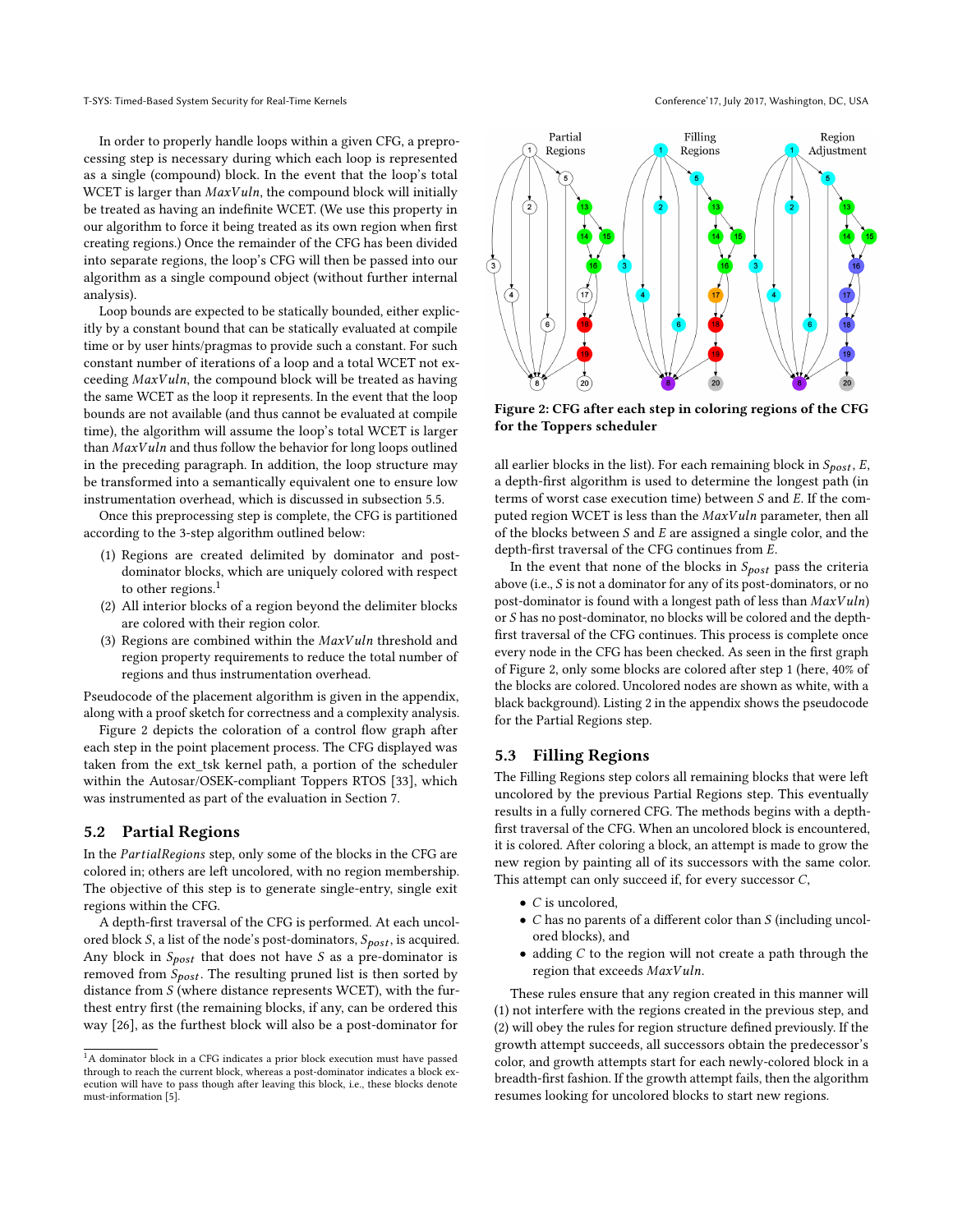In order to properly handle loops within a given CFG, a preprocessing step is necessary during which each loop is represented as a single (compound) block. In the event that the loop's total WCET is larger than $MaxVuln$, the compound block will initially be treated as having an indefinite WCET. (We use this property in our algorithm to force it being treated as its own region when first creating regions.) Once the remainder of the CFG has been divided into separate regions, the loop's CFG will then be passed into our algorithm as a single compound object (without further internal analysis).

Loop bounds are expected to be statically bounded, either explicitly by a constant bound that can be statically evaluated at compile time or by user hints/pragmas to provide such a constant. For such constant number of iterations of a loop and a total WCET not exceeding $MaxVuln$, the compound block will be treated as having the same WCET as the loop it represents. In the event that the loop bounds are not available (and thus cannot be evaluated at compile time), the algorithm will assume the loop's total WCET is larger than $MaxVuln$ and thus follow the behavior for long loops outlined in the preceding paragraph. In addition, the loop structure may be transformed into a semantically equivalent one to ensure low instrumentation overhead, which is discussed in subsection 5.5.

Once this preprocessing step is complete, the CFG is partitioned according to the 3-step algorithm outlined below:

1. Regions are created delimited by dominator and post-dominator blocks, which are uniquely colored with respect to other regions.[1]
2. All interior blocks of a region beyond the delimiter blocks are colored with their region color.
3. Regions are combined within the $MaxVuln$ threshold and region property requirements to reduce the total number of regions and thus instrumentation overhead.

Pseudocode of the placement algorithm is given in the appendix, along with a proof sketch for correctness and a complexity analysis.

Figure 2 depicts the coloration of a control flow graph after each step in the point placement process. The CFG displayed was taken from the ext_tsk kernel path, a portion of the scheduler within the Autosar/OSEK-compliant Toppers RTOS [33], which was instrumented as part of the evaluation in Section 7.

## 5.2 Partial Regions

In the *PartialRegions* step, only some of the blocks in the CFG are colored in; others are left uncolored, with no region membership. The objective of this step is to generate single-entry, single exit regions within the CFG.

A depth-first traversal of the CFG is performed. At each uncolored block $S$, a list of the node's post-dominators, $S_{post}$, is acquired. Any block in $S_{post}$ that does not have $S$ as a pre-dominator is removed from $S_{post}$. The resulting pruned list is then sorted by distance from $S$ (where distance represents WCET), with the furthest entry first (the remaining blocks, if any, can be ordered this way [26], as the furthest block will also be a post-dominator for all earlier blocks in the list). For each remaining block in $S_{post}$, $E$, a depth-first algorithm is used to determine the longest path (in terms of worst case execution time) between $S$ and $E$. If the computed region WCET is less than the $MaxVuln$ parameter, then all of the blocks between $S$ and $E$ are assigned a single color, and the depth-first traversal of the CFG continues from $E$.

In the event that none of the blocks in $S_{post}$ pass the criteria above (i.e., $S$ is not a dominator for any of its post-dominators, or no post-dominator is found with a longest path of less than $MaxVuln$) or $S$ has no post-dominator, no blocks will be colored and the depth-first traversal of the CFG continues. This process is complete once every node in the CFG has been checked. As seen in the first graph of Figure 2, only some blocks are colored after step 1 (here, 40% of the blocks are colored. Uncolored nodes are shown as white, with a black background). Listing 2 in the appendix shows the pseudocode for the Partial Regions step.

**Figure 2: CFG after each step in coloring regions of the CFG for the Toppers scheduler**

## 5.3 Filling Regions

The Filling Regions step colors all remaining blocks that were left uncolored by the previous Partial Regions step. This eventually results in a fully cornered CFG. The methods begins with a depth-first traversal of the CFG. When an uncolored block is encountered, it is colored. After coloring a block, an attempt is made to grow the new region by painting all of its successors with the same color. This attempt can only succeed if, for every successor $C$,

- $C$ is uncolored,
- $C$ has no parents of a different color than $S$ (including uncolored blocks), and
- adding $C$ to the region will not create a path through the region that exceeds $MaxVuln$.

These rules ensure that any region created in this manner will (1) not interfere with the regions created in the previous step, and (2) will obey the rules for region structure defined previously. If the growth attempt succeeds, all successors obtain the predecessor's color, and growth attempts start for each newly-colored block in a breadth-first fashion. If the growth attempt fails, then the algorithm resumes looking for uncolored blocks to start new regions.

[1] A dominator block in a CFG indicates a prior block execution must have passed through to reach the current block, whereas a post-dominator indicates a block execution will have to pass though after leaving this block, i.e., these blocks denote must-information [5].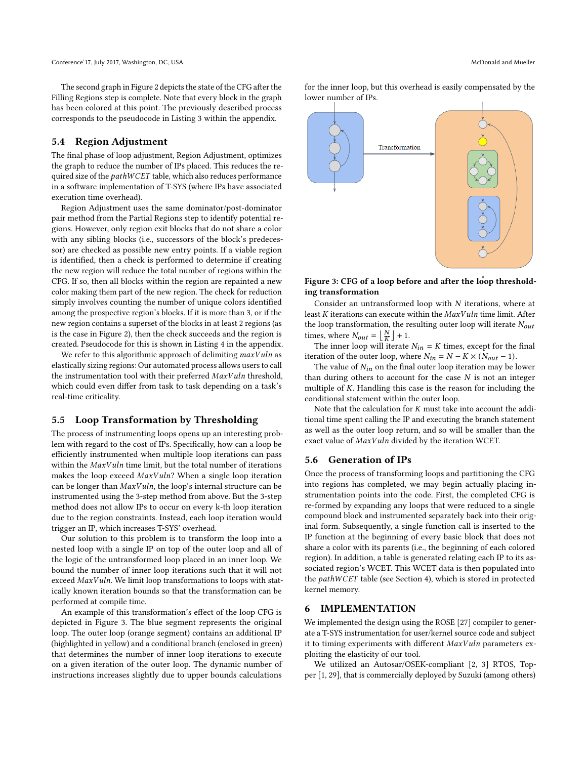The second graph in Figure 2 depicts the state of the CFG after the Filling Regions step is complete. Note that every block in the graph has been colored at this point. The previously described process corresponds to the pseudocode in Listing 3 within the appendix.

### 5.4 Region Adjustment

The final phase of loop adjustment, Region Adjustment, optimizes the graph to reduce the number of IPs placed. This reduces the required size of the *pathWCET* table, which also reduces performance in a software implementation of T-SYS (where IPs have associated execution time overhead).

Region Adjustment uses the same dominator/post-dominator pair method from the Partial Regions step to identify potential regions. However, only region exit blocks that do not share a color with any sibling blocks (i.e., successors of the block's predecessor) are checked as possible new entry points. If a viable region is identified, then a check is performed to determine if creating the new region will reduce the total number of regions within the CFG. If so, then all blocks within the region are repainted a new color making them part of the new region. The check for reduction simply involves counting the number of unique colors identified among the prospective region's blocks. If it is more than 3, or if the new region contains a superset of the blocks in at least 2 regions (as is the case in Figure 2), then the check succeeds and the region is created. Pseudocode for this is shown in Listing 4 in the appendix.

We refer to this algorithmic approach of delimiting *maxVuln* as elastically sizing regions: Our automated process allows users to call the instrumentation tool with their preferred *MaxVuln* threshold, which could even differ from task to task depending on a task's real-time criticality.

### 5.5 Loop Transformation by Thresholding

The process of instrumenting loops opens up an interesting problem with regard to the cost of IPs. Specifically, how can a loop be efficiently instrumented when multiple loop iterations can pass within the *MaxVuln* time limit, but the total number of iterations makes the loop exceed *MaxVuln*? When a single loop iteration can be longer than *MaxVuln*, the loop's internal structure can be instrumented using the 3-step method from above. But the 3-step method does not allow IPs to occur on every k-th loop iteration due to the region constraints. Instead, each loop iteration would trigger an IP, which increases T-SYS' overhead.

Our solution to this problem is to transform the loop into a nested loop with a single IP on top of the outer loop and all of the logic of the untransformed loop placed in an inner loop. We bound the number of inner loop iterations such that it will not exceed *MaxVuln*. We limit loop transformations to loops with statically known iteration bounds so that the transformation can be performed at compile time.

An example of this transformation's effect of the loop CFG is depicted in Figure 3. The blue segment represents the original loop. The outer loop (orange segment) contains an additional IP (highlighted in yellow) and a conditional branch (enclosed in green) that determines the number of inner loop iterations to execute on a given iteration of the outer loop. The dynamic number of instructions increases slightly due to upper bounds calculations for the inner loop, but this overhead is easily compensated by the lower number of IPs.

**Figure 3: CFG of a loop before and after the loop thresholding transformation**

Consider an untransformed loop with $N$ iterations, where at least $K$ iterations can execute within the *MaxVuln* time limit. After the loop transformation, the resulting outer loop will iterate $N_{out}$ times, where $N_{out} = \lfloor \frac{N}{K} \rfloor + 1$.

The inner loop will iterate $N_{in} = K$ times, except for the final iteration of the outer loop, where $N_{in} = N - K \times (N_{out} - 1)$.

The value of $N_{in}$ on the final outer loop iteration may be lower than during others to account for the case $N$ is not an integer multiple of $K$. Handling this case is the reason for including the conditional statement within the outer loop.

Note that the calculation for $K$ must take into account the additional time spent calling the IP and executing the branch statement as well as the outer loop return, and so will be smaller than the exact value of *MaxVuln* divided by the iteration WCET.

### 5.6 Generation of IPs

Once the process of transforming loops and partitioning the CFG into regions has completed, we may begin actually placing instrumentation points into the code. First, the completed CFG is re-formed by expanding any loops that were reduced to a single compound block and instrumented separately back into their original form. Subsequently, a single function call is inserted to the IP function at the beginning of every basic block that does not share a color with its parents (i.e., the beginning of each colored region). In addition, a table is generated relating each IP to its associated region's WCET. This WCET data is then populated into the *pathWCET* table (see Section 4), which is stored in protected kernel memory.

## 6 IMPLEMENTATION

We implemented the design using the ROSE [27] compiler to generate a T-SYS instrumentation for user/kernel source code and subject it to timing experiments with different *MaxVuln* parameters exploiting the elasticity of our tool.

We utilized an Autosar/OSEK-compliant [2, 3] RTOS, Topper [1, 29], that is commercially deployed by Suzuki (among others)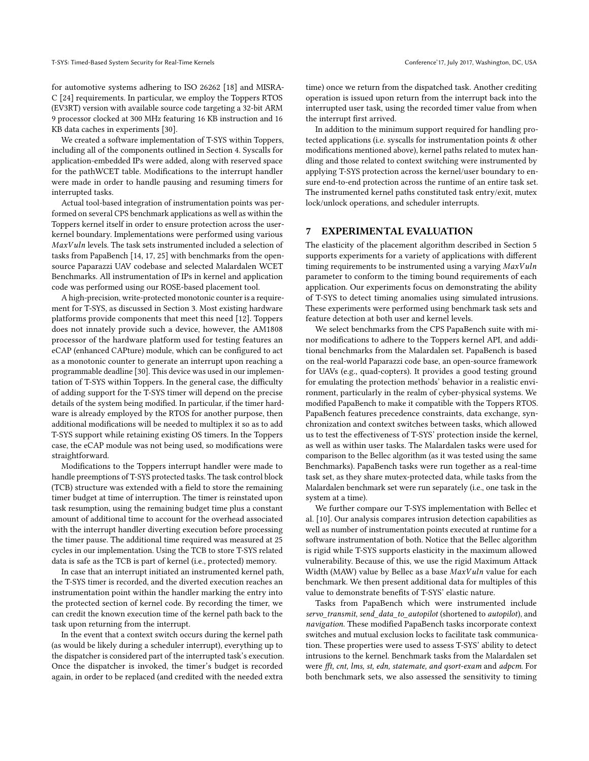for automotive systems adhering to ISO 26262 [18] and MISRA-C [24] requirements. In particular, we employ the Toppers RTOS (EV3RT) version with available source code targeting a 32-bit ARM 9 processor clocked at 300 MHz featuring 16 KB instruction and 16 KB data caches in experiments [30].

We created a software implementation of T-SYS within Toppers, including all of the components outlined in Section 4. Syscalls for application-embedded IPs were added, along with reserved space for the pathWCET table. Modifications to the interrupt handler were made in order to handle pausing and resuming timers for interrupted tasks.

Actual tool-based integration of instrumentation points was performed on several CPS benchmark applications as well as within the Toppers kernel itself in order to ensure protection across the user-kernel boundary. Implementations were performed using various $MaxVuln$ levels. The task sets instrumented included a selection of tasks from PapaBench [14, 17, 25] with benchmarks from the open-source Paparazzi UAV codebase and selected Malardalen WCET Benchmarks. All instrumentation of IPs in kernel and application code was performed using our ROSE-based placement tool.

A high-precision, write-protected monotonic counter is a requirement for T-SYS, as discussed in Section 3. Most existing hardware platforms provide components that meet this need [12]. Toppers does not innately provide such a device, however, the AM1808 processor of the hardware platform used for testing features an eCAP (enhanced CAPture) module, which can be configured to act as a monotonic counter to generate an interrupt upon reaching a programmable deadline [30]. This device was used in our implementation of T-SYS within Toppers. In the general case, the difficulty of adding support for the T-SYS timer will depend on the precise details of the system being modified. In particular, if the timer hardware is already employed by the RTOS for another purpose, then additional modifications will be needed to multiplex it so as to add T-SYS support while retaining existing OS timers. In the Toppers case, the eCAP module was not being used, so modifications were straightforward.

Modifications to the Toppers interrupt handler were made to handle preemptions of T-SYS protected tasks. The task control block (TCB) structure was extended with a field to store the remaining timer budget at time of interruption. The timer is reinstated upon task resumption, using the remaining budget time plus a constant amount of additional time to account for the overhead associated with the interrupt handler diverting execution before processing the timer pause. The additional time required was measured at 25 cycles in our implementation. Using the TCB to store T-SYS related data is safe as the TCB is part of kernel (i.e., protected) memory.

In case that an interrupt initiated an instrumented kernel path, the T-SYS timer is recorded, and the diverted execution reaches an instrumentation point within the handler marking the entry into the protected section of kernel code. By recording the timer, we can credit the known execution time of the kernel path back to the task upon returning from the interrupt.

In the event that a context switch occurs during the kernel path (as would be likely during a scheduler interrupt), everything up to the dispatcher is considered part of the interrupted task's execution. Once the dispatcher is invoked, the timer's budget is recorded again, in order to be replaced (and credited with the needed extra time) once we return from the dispatched task. Another crediting operation is issued upon return from the interrupt back into the interrupted user task, using the recorded timer value from when the interrupt first arrived.

In addition to the minimum support required for handling protected applications (i.e. syscalls for instrumentation points & other modifications mentioned above), kernel paths related to mutex handling and those related to context switching were instrumented by applying T-SYS protection across the kernel/user boundary to ensure end-to-end protection across the runtime of an entire task set. The instrumented kernel paths constituted task entry/exit, mutex lock/unlock operations, and scheduler interrupts.

## 7 EXPERIMENTAL EVALUATION

The elasticity of the placement algorithm described in Section 5 supports experiments for a variety of applications with different timing requirements to be instrumented using a varying $MaxVuln$ parameter to conform to the timing bound requirements of each application. Our experiments focus on demonstrating the ability of T-SYS to detect timing anomalies using simulated intrusions. These experiments were performed using benchmark task sets and feature detection at both user and kernel levels.

We select benchmarks from the CPS PapaBench suite with minor modifications to adhere to the Toppers kernel API, and additional benchmarks from the Malardalen set. PapaBench is based on the real-world Paparazzi code base, an open-source framework for UAVs (e.g., quad-copters). It provides a good testing ground for emulating the protection methods' behavior in a realistic environment, particularly in the realm of cyber-physical systems. We modified PapaBench to make it compatible with the Toppers RTOS. PapaBench features precedence constraints, data exchange, synchronization and context switches between tasks, which allowed us to test the effectiveness of T-SYS' protection inside the kernel, as well as within user tasks. The Malardalen tasks were used for comparison to the Bellec algorithm (as it was tested using the same Benchmarks). PapaBench tasks were run together as a real-time task set, as they share mutex-protected data, while tasks from the Malardalen benchmark set were run separately (i.e., one task in the system at a time).

We further compare our T-SYS implementation with Bellec et al. [10]. Our analysis compares intrusion detection capabilities as well as number of instrumentation points executed at runtime for a software instrumentation of both. Notice that the Bellec algorithm is rigid while T-SYS supports elasticity in the maximum allowed vulnerability. Because of this, we use the rigid Maximum Attack Width (MAW) value by Bellec as a base $MaxVuln$ value for each benchmark. We then present additional data for multiples of this value to demonstrate benefits of T-SYS' elastic nature.

Tasks from PapaBench which were instrumented include *servo_transmit*, *send_data_to_autopilot* (shortened to *autopilot*), and *navigation*. These modified PapaBench tasks incorporate context switches and mutual exclusion locks to facilitate task communication. These properties were used to assess T-SYS' ability to detect intrusions to the kernel. Benchmark tasks from the Malardalen set were *fft, cnt, lms, st, edn, statemate, and qsort-exam* and *adpcm*. For both benchmark sets, we also assessed the sensitivity to timing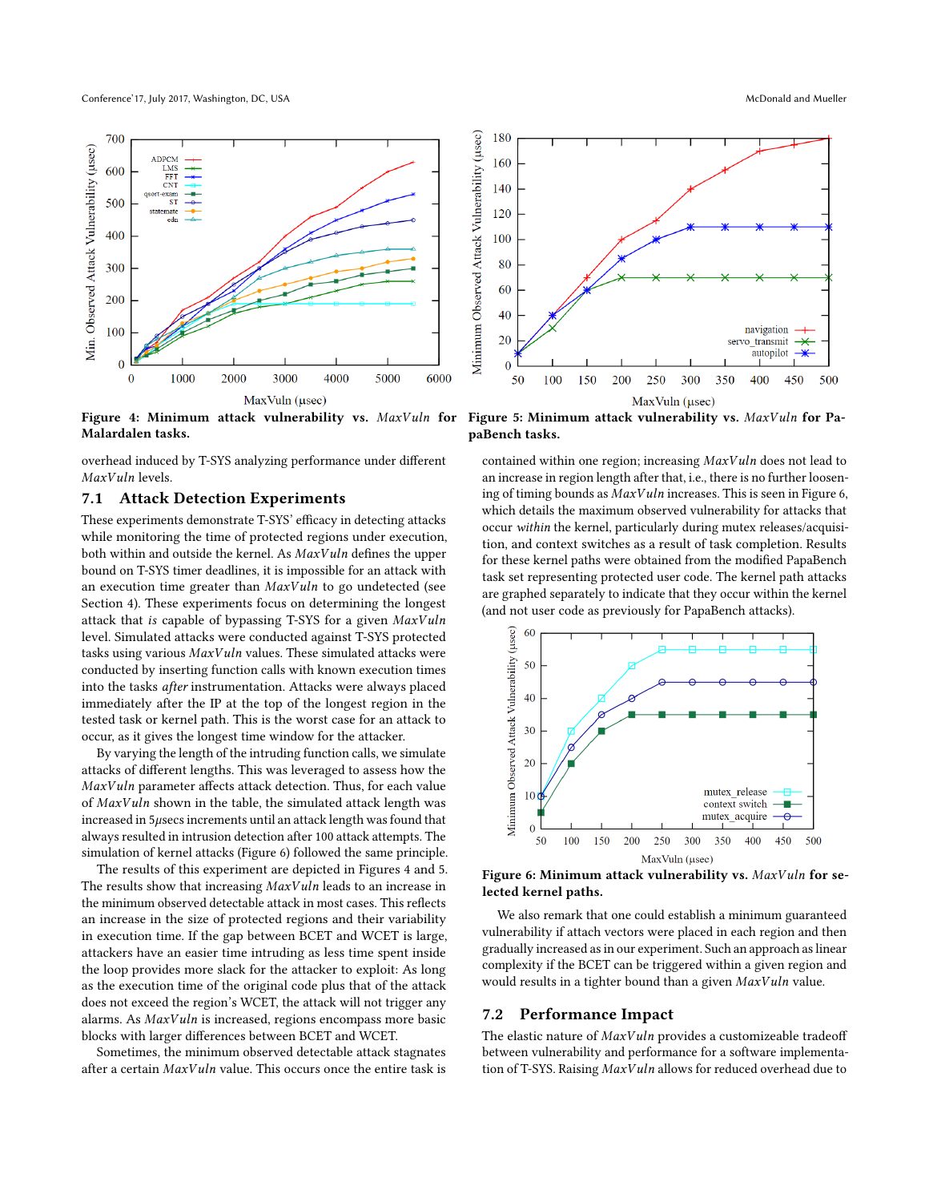Figure 4: Minimum attack vulnerability vs. *MaxVuln* for Malardalen tasks.

Figure 5: Minimum attack vulnerability vs. *MaxVuln* for PapaBench tasks.

overhead induced by T-SYS analyzing performance under different *MaxVuln* levels.

## 7.1 Attack Detection Experiments

These experiments demonstrate T-SYS' efficacy in detecting attacks while monitoring the time of protected regions under execution, both within and outside the kernel. As *MaxVuln* defines the upper bound on T-SYS timer deadlines, it is impossible for an attack with an execution time greater than *MaxVuln* to go undetected (see Section 4). These experiments focus on determining the longest attack that *is* capable of bypassing T-SYS for a given *MaxVuln* level. Simulated attacks were conducted against T-SYS protected tasks using various *MaxVuln* values. These simulated attacks were conducted by inserting function calls with known execution times into the tasks *after* instrumentation. Attacks were always placed immediately after the IP at the top of the longest region in the tested task or kernel path. This is the worst case for an attack to occur, as it gives the longest time window for the attacker.

By varying the length of the intruding function calls, we simulate attacks of different lengths. This was leveraged to assess how the *MaxVuln* parameter affects attack detection. Thus, for each value of *MaxVuln* shown in the table, the simulated attack length was increased in 5$\mu$secs increments until an attack length was found that always resulted in intrusion detection after 100 attack attempts. The simulation of kernel attacks (Figure 6) followed the same principle.

The results of this experiment are depicted in Figures 4 and 5. The results show that increasing *MaxVuln* leads to an increase in the minimum observed detectable attack in most cases. This reflects an increase in the size of protected regions and their variability in execution time. If the gap between BCET and WCET is large, attackers have an easier time intruding as less time spent inside the loop provides more slack for the attacker to exploit: As long as the execution time of the original code plus that of the attack does not exceed the region's WCET, the attack will not trigger any alarms. As *MaxVuln* is increased, regions encompass more basic blocks with larger differences between BCET and WCET.

Sometimes, the minimum observed detectable attack stagnates after a certain *MaxVuln* value. This occurs once the entire task is contained within one region; increasing *MaxVuln* does not lead to an increase in region length after that, i.e., there is no further loosening of timing bounds as *MaxVuln* increases. This is seen in Figure 6, which details the maximum observed vulnerability for attacks that occur *within* the kernel, particularly during mutex releases/acquisition, and context switches as a result of task completion. Results for these kernel paths were obtained from the modified PapaBench task set representing protected user code. The kernel path attacks are graphed separately to indicate that they occur within the kernel (and not user code as previously for PapaBench attacks).

Figure 6: Minimum attack vulnerability vs. *MaxVuln* for selected kernel paths.

We also remark that one could establish a minimum guaranteed vulnerability if attach vectors were placed in each region and then gradually increased as in our experiment. Such an approach has linear complexity if the BCET can be triggered within a given region and would results in a tighter bound than a given *MaxVuln* value.

## 7.2 Performance Impact

The elastic nature of *MaxVuln* provides a customizeable tradeoff between vulnerability and performance for a software implementation of T-SYS. Raising *MaxVuln* allows for reduced overhead due to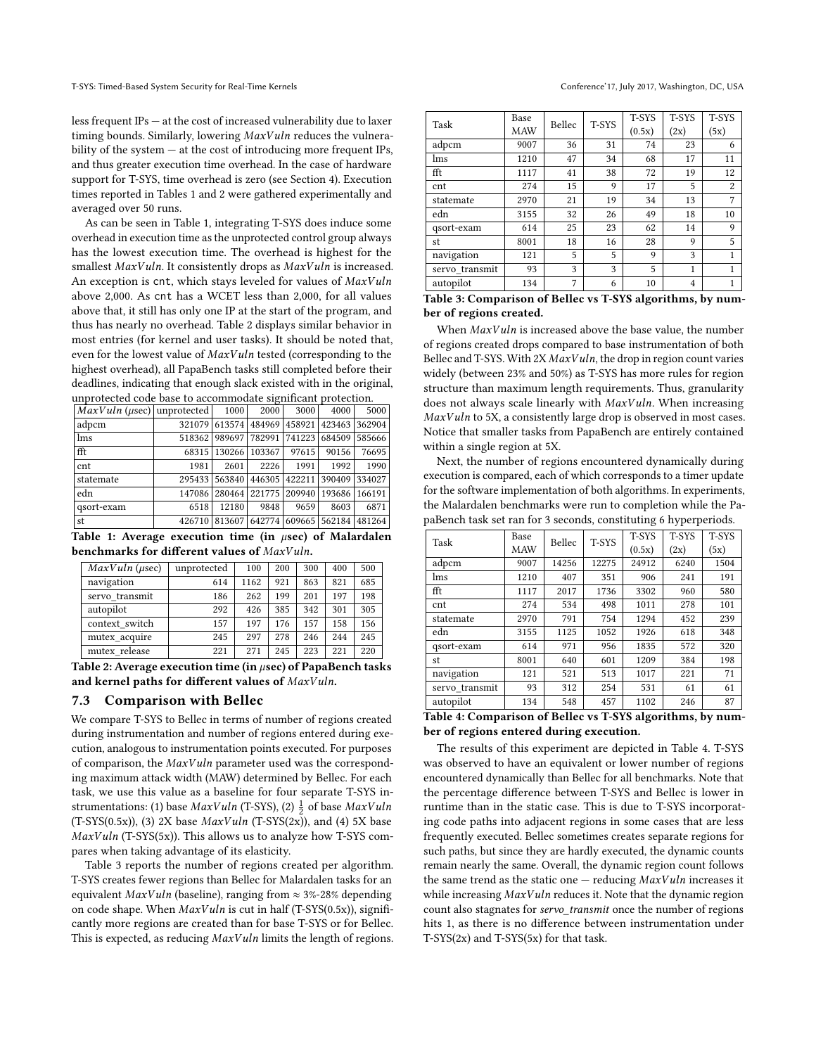less frequent IPs — at the cost of increased vulnerability due to laxer timing bounds. Similarly, lowering $MaxVuln$ reduces the vulnerability of the system — at the cost of introducing more frequent IPs, and thus greater execution time overhead. In the case of hardware support for T-SYS, time overhead is zero (see Section 4). Execution times reported in Tables 1 and 2 were gathered experimentally and averaged over 50 runs.

As can be seen in Table 1, integrating T-SYS does induce some overhead in execution time as the unprotected control group always has the lowest execution time. The overhead is highest for the smallest $MaxVuln$. It consistently drops as $MaxVuln$ is increased. An exception is cnt, which stays leveled for values of $MaxVuln$ above 2,000. As cnt has a WCET less than 2,000, for all values above that, it still has only one IP at the start of the program, and thus has nearly no overhead. Table 2 displays similar behavior in most entries (for kernel and user tasks). It should be noted that, even for the lowest value of $MaxVuln$ tested (corresponding to the highest overhead), all PapaBench tasks still completed before their deadlines, indicating that enough slack existed with in the original, unprotected code base to accommodate significant protection.

| $MaxVuln$ ($\mu$sec) | unprotected | 1000 | 2000 | 3000 | 4000 | 5000 |
|---|---|---|---|---|---|---|
| adpcm | 321079 | 613574 | 484969 | 458921 | 423463 | 362904 |
| lms | 518362 | 989697 | 782991 | 741223 | 684509 | 585666 |
| fft | 68315 | 130266 | 103367 | 97615 | 90156 | 76695 |
| cnt | 1981 | 2601 | 2226 | 1991 | 1992 | 1990 |
| statemate | 295433 | 563840 | 446305 | 422211 | 390409 | 334027 |
| edn | 147086 | 280464 | 221775 | 209940 | 193686 | 166191 |
| qsort-exam | 6518 | 12180 | 9848 | 9659 | 8603 | 6871 |
| st | 426710 | 813607 | 642774 | 609665 | 562184 | 481264 |

**Table 1: Average execution time (in $\mu$sec) of Malardalen benchmarks for different values of $MaxVuln$.**

| $MaxVuln$ ($\mu$sec) | unprotected | 100 | 200 | 300 | 400 | 500 |
|---|---|---|---|---|---|---|
| navigation | 614 | 1162 | 921 | 863 | 821 | 685 |
| servo_transmit | 186 | 262 | 199 | 201 | 197 | 198 |
| autopilot | 292 | 426 | 385 | 342 | 301 | 305 |
| context_switch | 157 | 197 | 176 | 157 | 158 | 156 |
| mutex_acquire | 245 | 297 | 278 | 246 | 244 | 245 |
| mutex_release | 221 | 271 | 245 | 223 | 221 | 220 |

**Table 2: Average execution time (in $\mu$sec) of PapaBench tasks and kernel paths for different values of $MaxVuln$.**

### 7.3 Comparison with Bellec

We compare T-SYS to Bellec in terms of number of regions created during instrumentation and number of regions entered during execution, analogous to instrumentation points executed. For purposes of comparison, the $MaxVuln$ parameter used was the corresponding maximum attack width (MAW) determined by Bellec. For each task, we use this value as a baseline for four separate T-SYS instrumentations: (1) base $MaxVuln$ (T-SYS), (2) $\frac{1}{2}$ of base $MaxVuln$ (T-SYS(0.5x)), (3) 2X base $MaxVuln$ (T-SYS(2x)), and (4) 5X base $MaxVuln$ (T-SYS(5x)). This allows us to analyze how T-SYS compares when taking advantage of its elasticity.

Table 3 reports the number of regions created per algorithm. T-SYS creates fewer regions than Bellec for Malardalen tasks for an equivalent $MaxVuln$ (baseline), ranging from ≈ 3%-28% depending on code shape. When $MaxVuln$ is cut in half (T-SYS(0.5x)), significantly more regions are created than for base T-SYS or for Bellec. This is expected, as reducing $MaxVuln$ limits the length of regions.

| Task | Base MAW | Bellec | T-SYS | T-SYS (0.5x) | T-SYS (2x) | T-SYS (5x) |
|---|---|---|---|---|---|---|
| adpcm | 9007 | 36 | 31 | 74 | 23 | 6 |
| lms | 1210 | 47 | 34 | 68 | 17 | 11 |
| fft | 1117 | 41 | 38 | 72 | 19 | 12 |
| cnt | 274 | 15 | 9 | 17 | 5 | 2 |
| statemate | 2970 | 21 | 19 | 34 | 13 | 7 |
| edn | 3155 | 32 | 26 | 49 | 18 | 10 |
| qsort-exam | 614 | 25 | 23 | 62 | 14 | 9 |
| st | 8001 | 18 | 16 | 28 | 9 | 5 |
| navigation | 121 | 5 | 5 | 9 | 3 | 1 |
| servo_transmit | 93 | 3 | 3 | 5 | 1 | 1 |
| autopilot | 134 | 7 | 6 | 10 | 4 | 1 |

**Table 3: Comparison of Bellec vs T-SYS algorithms, by number of regions created.**

When $MaxVuln$ is increased above the base value, the number of regions created drops compared to base instrumentation of both Bellec and T-SYS. With 2X $MaxVuln$, the drop in region count varies widely (between 23% and 50%) as T-SYS has more rules for region structure than maximum length requirements. Thus, granularity does not always scale linearly with $MaxVuln$. When increasing $MaxVuln$ to 5X, a consistently large drop is observed in most cases. Notice that smaller tasks from PapaBench are entirely contained within a single region at 5X.

Next, the number of regions encountered dynamically during execution is compared, each of which corresponds to a timer update for the software implementation of both algorithms. In experiments, the Malardalen benchmarks were run to completion while the PapaBench task set ran for 3 seconds, constituting 6 hyperperiods.

| Task | Base MAW | Bellec | T-SYS | T-SYS (0.5x) | T-SYS (2x) | T-SYS (5x) |
|---|---|---|---|---|---|---|
| adpcm | 9007 | 14256 | 12275 | 24912 | 6240 | 1504 |
| lms | 1210 | 407 | 351 | 906 | 241 | 191 |
| fft | 1117 | 2017 | 1736 | 3302 | 960 | 580 |
| cnt | 274 | 534 | 498 | 1011 | 278 | 101 |
| statemate | 2970 | 791 | 754 | 1294 | 452 | 239 |
| edn | 3155 | 1125 | 1052 | 1926 | 618 | 348 |
| qsort-exam | 614 | 971 | 956 | 1835 | 572 | 320 |
| st | 8001 | 640 | 601 | 1209 | 384 | 198 |
| navigation | 121 | 521 | 513 | 1017 | 221 | 71 |
| servo_transmit | 93 | 312 | 254 | 531 | 61 | 61 |
| autopilot | 134 | 548 | 457 | 1102 | 246 | 87 |

**Table 4: Comparison of Bellec vs T-SYS algorithms, by number of regions entered during execution.**

The results of this experiment are depicted in Table 4. T-SYS was observed to have an equivalent or lower number of regions encountered dynamically than Bellec for all benchmarks. Note that the percentage difference between T-SYS and Bellec is lower in runtime than in the static case. This is due to T-SYS incorporating code paths into adjacent regions in some cases that are less frequently executed. Bellec sometimes creates separate regions for such paths, but since they are hardly executed, the dynamic counts remain nearly the same. Overall, the dynamic region count follows the same trend as the static one — reducing $MaxVuln$ increases it while increasing $MaxVuln$ reduces it. Note that the dynamic region count also stagnates for *servo_transmit* once the number of regions hits 1, as there is no difference between instrumentation under T-SYS(2x) and T-SYS(5x) for that task.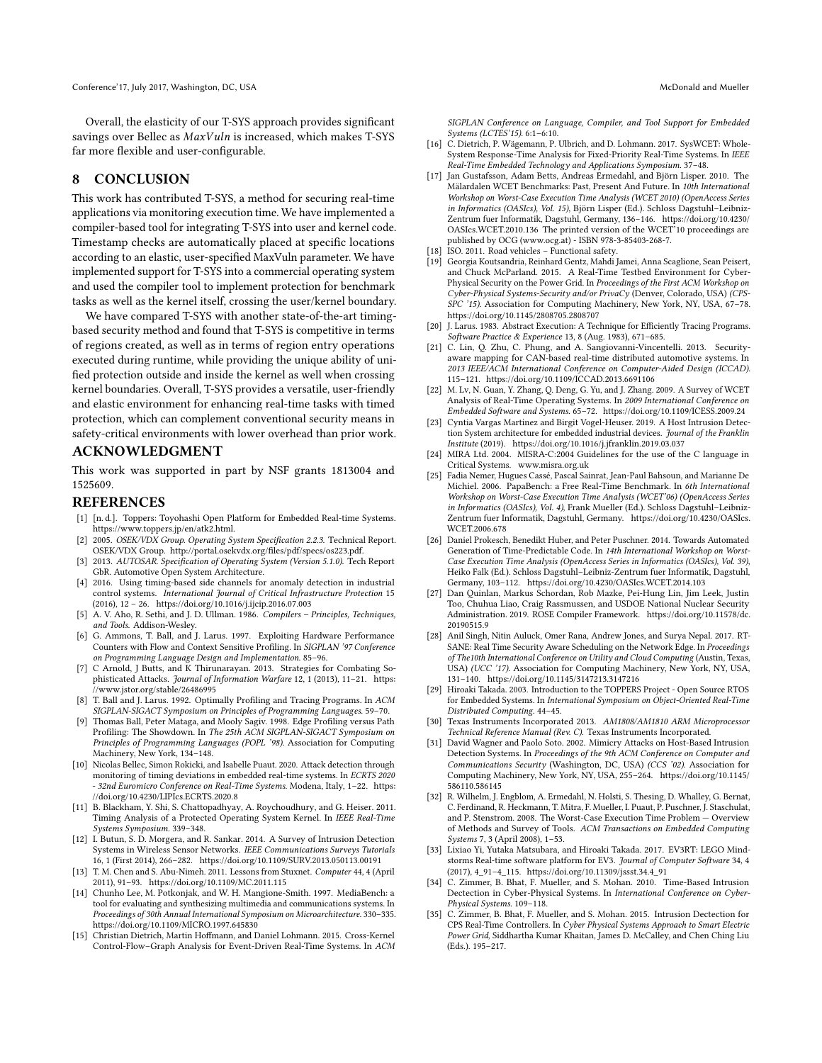Overall, the elasticity of our T-SYS approach provides significant savings over Bellec as *MaxVuln* is increased, which makes T-SYS far more flexible and user-configurable.

## 8 CONCLUSION

This work has contributed T-SYS, a method for securing real-time applications via monitoring execution time. We have implemented a compiler-based tool for integrating T-SYS into user and kernel code. Timestamp checks are automatically placed at specific locations according to an elastic, user-specified MaxVuln parameter. We have implemented support for T-SYS into a commercial operating system and used the compiler tool to implement protection for benchmark tasks as well as the kernel itself, crossing the user/kernel boundary.

We have compared T-SYS with another state-of-the-art timing-based security method and found that T-SYS is competitive in terms of regions created, as well as in terms of region entry operations executed during runtime, while providing the unique ability of unified protection outside and inside the kernel as well when crossing kernel boundaries. Overall, T-SYS provides a versatile, user-friendly and elastic environment for enhancing real-time tasks with timed protection, which can complement conventional security means in safety-critical environments with lower overhead than prior work.

## ACKNOWLEDGMENT

This work was supported in part by NSF grants 1813004 and 1525609.

## REFERENCES

- [1] [n. d.]. Toppers: Toyohashi Open Platform for Embedded Real-time Systems. https://www.toppers.jp/en/atk2.html.
- [2] 2005. *OSEK/VDX Group. Operating System Specification 2.2.3.* Technical Report. OSEK/VDX Group. http://portal.osekvdx.org/files/pdf/specs/os223.pdf.
- [3] 2013. *AUTOSAR. Specification of Operating System (Version 5.1.0).* Tech Report GbR. Automotive Open System Architecture.
- [4] 2016. Using timing-based side channels for anomaly detection in industrial control systems. *International Journal of Critical Infrastructure Protection* 15 (2016), 12 – 26. https://doi.org/10.1016/j.ijcip.2016.07.003
- [5] A. V. Aho, R. Sethi, and J. D. Ullman. 1986. *Compilers – Principles, Techniques, and Tools.* Addison-Wesley.
- [6] G. Ammons, T. Ball, and J. Larus. 1997. Exploiting Hardware Performance Counters with Flow and Context Sensitive Profiling. In *SIGPLAN '97 Conference on Programming Language Design and Implementation.* 85–96.
- [7] C Arnold, J Butts, and K Thirunarayan. 2013. Strategies for Combating Sophisticated Attacks. *Journal of Information Warfare* 12, 1 (2013), 11–21. https://www.jstor.org/stable/26486995
- [8] T. Ball and J. Larus. 1992. Optimally Profiling and Tracing Programs. In *ACM SIGPLAN-SIGACT Symposium on Principles of Programming Languages.* 59–70.
- [9] Thomas Ball, Peter Mataga, and Mooly Sagiv. 1998. Edge Profiling versus Path Profiling: The Showdown. In *The 25th ACM SIGPLAN-SIGACT Symposium on Principles of Programming Languages (POPL '98).* Association for Computing Machinery, New York, 134–148.
- [10] Nicolas Bellec, Simon Rokicki, and Isabelle Puaut. 2020. Attack detection through monitoring of timing deviations in embedded real-time systems. In *ECRTS 2020 - 32nd Euromicro Conference on Real-Time Systems.* Modena, Italy, 1–22. https://doi.org/10.4230/LIPIcs.ECRTS.2020.8
- [11] B. Blackham, Y. Shi, S. Chattopadhyay, A. Roychoudhury, and G. Heiser. 2011. Timing Analysis of a Protected Operating System Kernel. In *IEEE Real-Time Systems Symposium.* 339–348.
- [12] I. Butun, S. D. Morgera, and R. Sankar. 2014. A Survey of Intrusion Detection Systems in Wireless Sensor Networks. *IEEE Communications Surveys Tutorials* 16, 1 (First 2014), 266–282. https://doi.org/10.1109/SURV.2013.050113.00191
- [13] T. M. Chen and S. Abu-Nimeh. 2011. Lessons from Stuxnet. *Computer* 44, 4 (April 2011), 91–93. https://doi.org/10.1109/MC.2011.115
- [14] Chunho Lee, M. Potkonjak, and W. H. Mangione-Smith. 1997. MediaBench: a tool for evaluating and synthesizing multimedia and communications systems. In *Proceedings of 30th Annual International Symposium on Microarchitecture.* 330–335. https://doi.org/10.1109/MICRO.1997.645830
- [15] Christian Dietrich, Martin Hoffmann, and Daniel Lohmann. 2015. Cross-Kernel Control-Flow–Graph Analysis for Event-Driven Real-Time Systems. In *ACM SIGPLAN Conference on Language, Compiler, and Tool Support for Embedded Systems (LCTES'15).* 6:1–6:10.
- [16] C. Dietrich, P. Wägemann, P. Ulbrich, and D. Lohmann. 2017. SysWCET: Whole-System Response-Time Analysis for Fixed-Priority Real-Time Systems. In *IEEE Real-Time Embedded Technology and Applications Symposium.* 37–48.
- [17] Jan Gustafsson, Adam Betts, Andreas Ermedahl, and Björn Lisper. 2010. The Mälardalen WCET Benchmarks: Past, Present And Future. In *10th International Workshop on Worst-Case Execution Time Analysis (WCET 2010) (OpenAccess Series in Informatics (OASIcs), Vol. 15)*, Björn Lisper (Ed.). Schloss Dagstuhl–Leibniz-Zentrum fuer Informatik, Dagstuhl, Germany, 136–146. https://doi.org/10.4230/OASIcs.WCET.2010.136 The printed version of the WCET'10 proceedings are published by OCG (www.ocg.at) - ISBN 978-3-85403-268-7.
- [18] ISO. 2011. Road vehicles – Functional safety.
- [19] Georgia Koutsandria, Reinhard Gentz, Mahdi Jamei, Anna Scaglione, Sean Peisert, and Chuck McParland. 2015. A Real-Time Testbed Environment for Cyber-Physical Security on the Power Grid. In *Proceedings of the First ACM Workshop on Cyber-Physical Systems-Security and/or PrivaCy* (Denver, Colorado, USA) *(CPS-SPC '15).* Association for Computing Machinery, New York, NY, USA, 67–78. https://doi.org/10.1145/2808705.2808707
- [20] J. Larus. 1983. Abstract Execution: A Technique for Efficiently Tracing Programs. *Software Practice & Experience* 13, 8 (Aug. 1983), 671–685.
- [21] C. Lin, Q. Zhu, C. Phung, and A. Sangiovanni-Vincentelli. 2013. Security-aware mapping for CAN-based real-time distributed automotive systems. In *2013 IEEE/ACM International Conference on Computer-Aided Design (ICCAD).* 115–121. https://doi.org/10.1109/ICCAD.2013.6691106
- [22] M. Lv, N. Guan, Y. Zhang, Q. Deng, G. Yu, and J. Zhang. 2009. A Survey of WCET Analysis of Real-Time Operating Systems. In *2009 International Conference on Embedded Software and Systems.* 65–72. https://doi.org/10.1109/ICESS.2009.24
- [23] Cyntia Vargas Martinez and Birgit Vogel-Heuser. 2019. A Host Intrusion Detection System architecture for embedded industrial devices. *Journal of the Franklin Institute* (2019). https://doi.org/10.1016/j.jfranklin.2019.03.037
- [24] MIRA Ltd. 2004. MISRA-C:2004 Guidelines for the use of the C language in Critical Systems. www.misra.org.uk
- [25] Fadia Nemer, Hugues Cassé, Pascal Sainrat, Jean-Paul Bahsoun, and Marianne De Michiel. 2006. PapaBench: a Free Real-Time Benchmark. In *6th International Workshop on Worst-Case Execution Time Analysis (WCET'06) (OpenAccess Series in Informatics (OASIcs), Vol. 4)*, Frank Mueller (Ed.). Schloss Dagstuhl–Leibniz-Zentrum fuer Informatik, Dagstuhl, Germany. https://doi.org/10.4230/OASIcs.WCET.2006.678
- [26] Daniel Prokesch, Benedikt Huber, and Peter Puschner. 2014. Towards Automated Generation of Time-Predictable Code. In *14th International Workshop on Worst-Case Execution Time Analysis (OpenAccess Series in Informatics (OASIcs), Vol. 39)*, Heiko Falk (Ed.). Schloss Dagstuhl–Leibniz-Zentrum fuer Informatik, Dagstuhl, Germany, 103–112. https://doi.org/10.4230/OASIcs.WCET.2014.103
- [27] Dan Quinlan, Markus Schordan, Rob Mazke, Pei-Hung Lin, Jim Leek, Justin Too, Chuhua Liao, Craig Rassmussen, and USDOE National Nuclear Security Administration. 2019. ROSE Compiler Framework. https://doi.org/10.11578/dc.20190515.9
- [28] Anil Singh, Nitin Auluck, Omer Rana, Andrew Jones, and Surya Nepal. 2017. RT-SANE: Real Time Security Aware Scheduling on the Network Edge. In *Proceedings of The10th International Conference on Utility and Cloud Computing* (Austin, Texas, USA) *(UCC '17).* Association for Computing Machinery, New York, NY, USA, 131–140. https://doi.org/10.1145/3147213.3147216
- [29] Hiroaki Takada. 2003. Introduction to the TOPPERS Project - Open Source RTOS for Embedded Systems. In *International Symposium on Object-Oriented Real-Time Distributed Computing.* 44–45.
- [30] Texas Instruments Incorporated 2013. *AM1808/AM1810 ARM Microprocessor Technical Reference Manual (Rev. C).* Texas Instruments Incorporated.
- [31] David Wagner and Paolo Soto. 2002. Mimicry Attacks on Host-Based Intrusion Detection Systems. In *Proceedings of the 9th ACM Conference on Computer and Communications Security* (Washington, DC, USA) *(CCS '02).* Association for Computing Machinery, New York, NY, USA, 255–264. https://doi.org/10.1145/586110.586145
- [32] R. Wilhelm, J. Engblom, A. Ermedahl, N. Holsti, S. Thesing, D. Whalley, G. Bernat, C. Ferdinand, R. Heckmann, T. Mitra, F. Mueller, I. Puaut, P. Puschner, J. Staschulat, and P. Stenstrom. 2008. The Worst-Case Execution Time Problem — Overview of Methods and Survey of Tools. *ACM Transactions on Embedded Computing Systems* 7, 3 (April 2008), 1–53.
- [33] Lixiao Yi, Yutaka Matsubara, and Hiroaki Takada. 2017. EV3RT: LEGO Mindstorms Real-time software platform for EV3. *Journal of Computer Software* 34, 4 (2017), 4_91–4_115. https://doi.org/10.11309/jssst.34.4_91
- [34] C. Zimmer, B. Bhat, F. Mueller, and S. Mohan. 2010. Time-Based Intrusion Dectection in Cyber-Physical Systems. In *International Conference on Cyber-Physical Systems.* 109–118.
- [35] C. Zimmer, B. Bhat, F. Mueller, and S. Mohan. 2015. Intrusion Dectection for CPS Real-Time Controllers. In *Cyber Physical Systems Approach to Smart Electric Power Grid*, Siddhartha Kumar Khaitan, James D. McCalley, and Chen Ching Liu (Eds.). 195–217.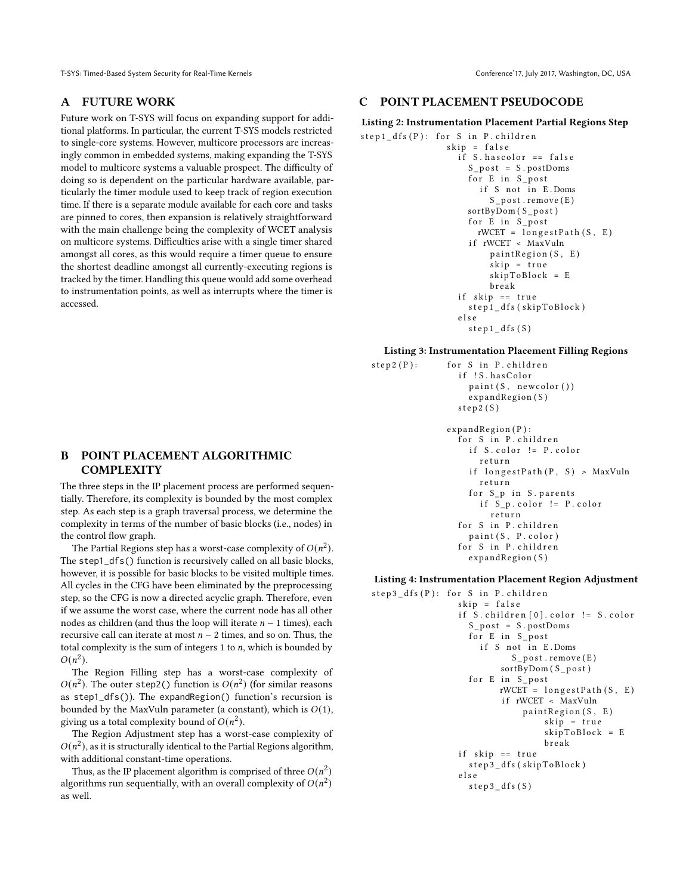## A FUTURE WORK

Future work on T-SYS will focus on expanding support for additional platforms. In particular, the current T-SYS models restricted to single-core systems. However, multicore processors are increasingly common in embedded systems, making expanding the T-SYS model to multicore systems a valuable prospect. The difficulty of doing so is dependent on the particular hardware available, particularly the timer module used to keep track of region execution time. If there is a separate module available for each core and tasks are pinned to cores, then expansion is relatively straightforward with the main challenge being the complexity of WCET analysis on multicore systems. Difficulties arise with a single timer shared amongst all cores, as this would require a timer queue to ensure the shortest deadline amongst all currently-executing regions is tracked by the timer. Handling this queue would add some overhead to instrumentation points, as well as interrupts where the timer is accessed.

## B POINT PLACEMENT ALGORITHMIC COMPLEXITY

The three steps in the IP placement process are performed sequentially. Therefore, its complexity is bounded by the most complex step. As each step is a graph traversal process, we determine the complexity in terms of the number of basic blocks (i.e., nodes) in the control flow graph.

The Partial Regions step has a worst-case complexity of $O(n^2)$. The `step1_dfs()` function is recursively called on all basic blocks, however, it is possible for basic blocks to be visited multiple times. All cycles in the CFG have been eliminated by the preprocessing step, so the CFG is now a directed acyclic graph. Therefore, even if we assume the worst case, where the current node has all other nodes as children (and thus the loop will iterate $n - 1$ times), each recursive call can iterate at most $n - 2$ times, and so on. Thus, the total complexity is the sum of integers 1 to $n$, which is bounded by $O(n^2)$.

The Region Filling step has a worst-case complexity of $O(n^2)$. The outer `step2()` function is $O(n^2)$ (for similar reasons as `step1_dfs()`). The `expandRegion()` function's recursion is bounded by the MaxVuln parameter (a constant), which is $O(1)$, giving us a total complexity bound of $O(n^2)$.

The Region Adjustment step has a worst-case complexity of $O(n^2)$, as it is structurally identical to the Partial Regions algorithm, with additional constant-time operations.

Thus, as the IP placement algorithm is comprised of three $O(n^2)$ algorithms run sequentially, with an overall complexity of $O(n^2)$ as well.

## C POINT PLACEMENT PSEUDOCODE

**Listing 2: Instrumentation Placement Partial Regions Step**

```
step1_dfs(P): for S in P.children
                skip = false
                if S.hascolor == false
                  S_post = S.postDoms
                  for E in S_post
                    if S not in E.Doms
                      S_post.remove(E)
                  sortByDom(S_post)
                  for E in S_post
                    rWCET = longestPath(S, E)
                  if rWCET < MaxVuln
                      paintRegion(S, E)
                      skip = true
                      skipToBlock = E
                      break
                if skip == true
                  step1_dfs(skipToBlock)
                else
                  step1_dfs(S)
```

**Listing 3: Instrumentation Placement Filling Regions**

```
step2(P):     for S in P.children
                if !S.hasColor
                  paint(S, newcolor())
                  expandRegion(S)
                step2(S)

              expandRegion(P):
                for S in P.children
                  if S.color != P.color
                    return
                  if longestPath(P, S) > MaxVuln
                    return
                  for S_p in S.parents
                    if S_p.color != P.color
                      return
                for S in P.children
                  paint(S, P.color)
                for S in P.children
                  expandRegion(S)
```

**Listing 4: Instrumentation Placement Region Adjustment**

```
step3_dfs(P): for S in P.children
                skip = false
                if S.children[0].color != S.color
                  S_post = S.postDoms
                  for E in S_post
                    if S not in E.Doms
                        S_post.remove(E)
                      sortByDom(S_post)
                  for E in S_post
                      rWCET = longestPath(S, E)
                      if rWCET < MaxVuln
                          paintRegion(S, E)
                              skip = true
                              skipToBlock = E
                              break
                if skip == true
                  step3_dfs(skipToBlock)
                else
                  step3_dfs(S)
```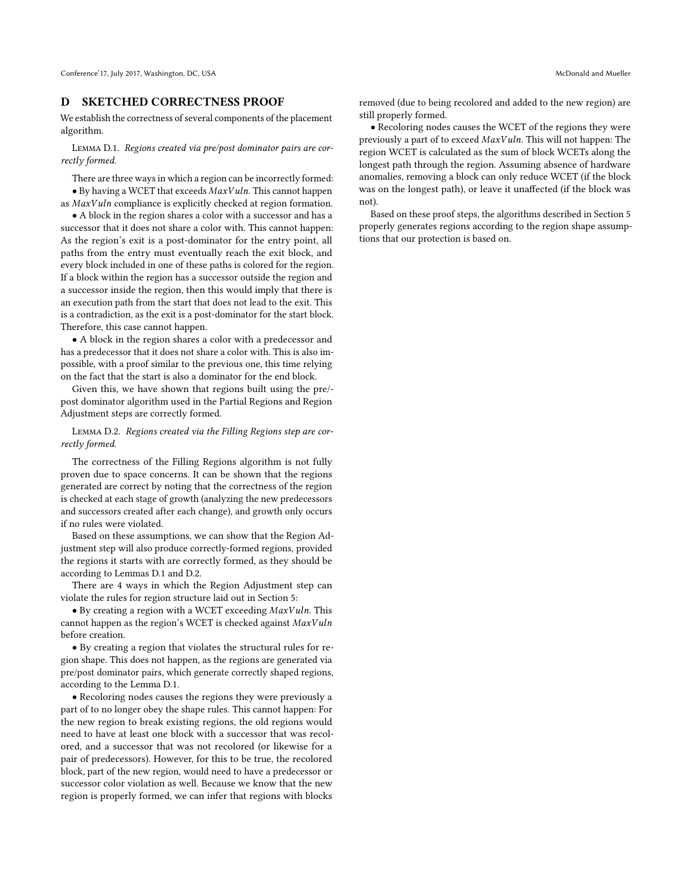## D SKETCHED CORRECTNESS PROOF

We establish the correctness of several components of the placement algorithm.

Lemma D.1. *Regions created via pre/post dominator pairs are correctly formed.*

There are three ways in which a region can be incorrectly formed:

- By having a WCET that exceeds $MaxVuln$. This cannot happen as $MaxVuln$ compliance is explicitly checked at region formation.
- A block in the region shares a color with a successor and has a successor that it does not share a color with. This cannot happen: As the region's exit is a post-dominator for the entry point, all paths from the entry must eventually reach the exit block, and every block included in one of these paths is colored for the region. If a block within the region has a successor outside the region and a successor inside the region, then this would imply that there is an execution path from the start that does not lead to the exit. This is a contradiction, as the exit is a post-dominator for the start block. Therefore, this case cannot happen.
- A block in the region shares a color with a predecessor and has a predecessor that it does not share a color with. This is also impossible, with a proof similar to the previous one, this time relying on the fact that the start is also a dominator for the end block.

Given this, we have shown that regions built using the pre/post dominator algorithm used in the Partial Regions and Region Adjustment steps are correctly formed.

Lemma D.2. *Regions created via the Filling Regions step are correctly formed.*

The correctness of the Filling Regions algorithm is not fully proven due to space concerns. It can be shown that the regions generated are correct by noting that the correctness of the region is checked at each stage of growth (analyzing the new predecessors and successors created after each change), and growth only occurs if no rules were violated.

Based on these assumptions, we can show that the Region Adjustment step will also produce correctly-formed regions, provided the regions it starts with are correctly formed, as they should be according to Lemmas D.1 and D.2.

There are 4 ways in which the Region Adjustment step can violate the rules for region structure laid out in Section 5:

- By creating a region with a WCET exceeding $MaxVuln$. This cannot happen as the region's WCET is checked against $MaxVuln$ before creation.
- By creating a region that violates the structural rules for region shape. This does not happen, as the regions are generated via pre/post dominator pairs, which generate correctly shaped regions, according to the Lemma D.1.
- Recoloring nodes causes the regions they were previously a part of to no longer obey the shape rules. This cannot happen: For the new region to break existing regions, the old regions would need to have at least one block with a successor that was recolored, and a successor that was not recolored (or likewise for a pair of predecessors). However, for this to be true, the recolored block, part of the new region, would need to have a predecessor or successor color violation as well. Because we know that the new region is properly formed, we can infer that regions with blocks removed (due to being recolored and added to the new region) are still properly formed.
- Recoloring nodes causes the WCET of the regions they were previously a part of to exceed $MaxVuln$. This will not happen: The region WCET is calculated as the sum of block WCETs along the longest path through the region. Assuming absence of hardware anomalies, removing a block can only reduce WCET (if the block was on the longest path), or leave it unaffected (if the block was not).

Based on these proof steps, the algorithms described in Section 5 properly generates regions according to the region shape assumptions that our protection is based on.